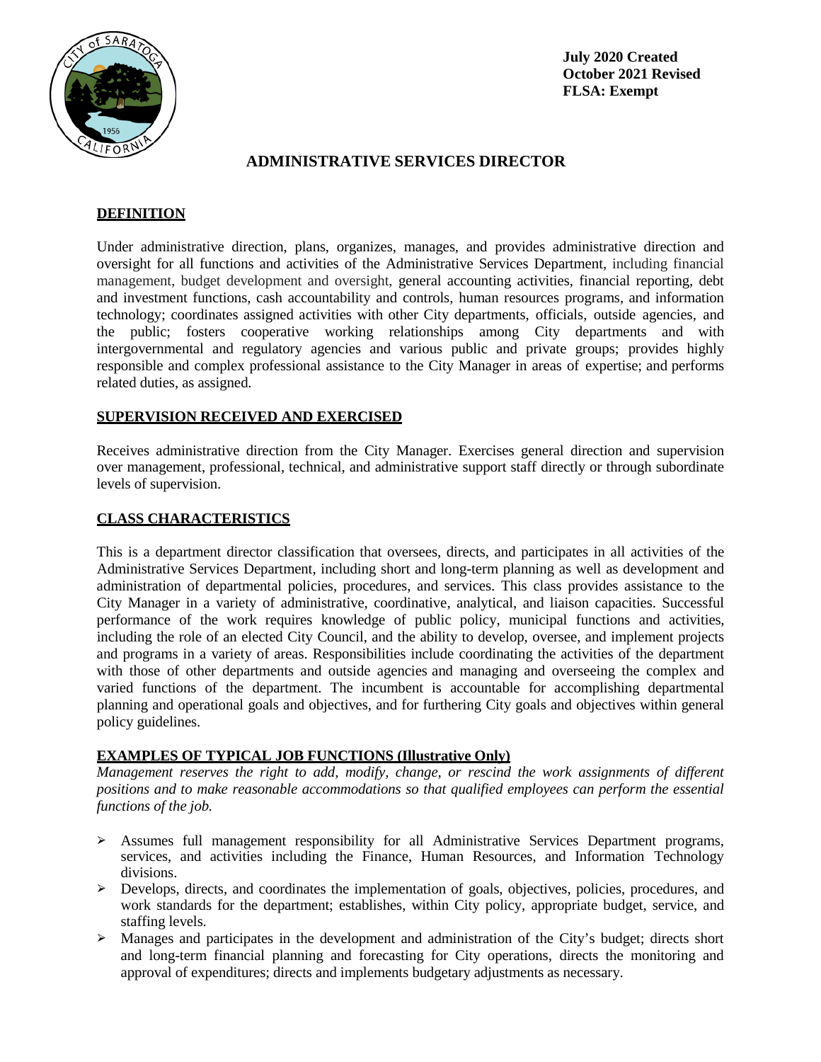**July 2020 Created**
**October 2021 Revised**
**FLSA: Exempt**

# ADMINISTRATIVE SERVICES DIRECTOR

## DEFINITION

Under administrative direction, plans, organizes, manages, and provides administrative direction and oversight for all functions and activities of the Administrative Services Department, including financial management, budget development and oversight, general accounting activities, financial reporting, debt and investment functions, cash accountability and controls, human resources programs, and information technology; coordinates assigned activities with other City departments, officials, outside agencies, and the public; fosters cooperative working relationships among City departments and with intergovernmental and regulatory agencies and various public and private groups; provides highly responsible and complex professional assistance to the City Manager in areas of expertise; and performs related duties, as assigned.

## SUPERVISION RECEIVED AND EXERCISED

Receives administrative direction from the City Manager. Exercises general direction and supervision over management, professional, technical, and administrative support staff directly or through subordinate levels of supervision.

## CLASS CHARACTERISTICS

This is a department director classification that oversees, directs, and participates in all activities of the Administrative Services Department, including short and long-term planning as well as development and administration of departmental policies, procedures, and services. This class provides assistance to the City Manager in a variety of administrative, coordinative, analytical, and liaison capacities. Successful performance of the work requires knowledge of public policy, municipal functions and activities, including the role of an elected City Council, and the ability to develop, oversee, and implement projects and programs in a variety of areas. Responsibilities include coordinating the activities of the department with those of other departments and outside agencies and managing and overseeing the complex and varied functions of the department. The incumbent is accountable for accomplishing departmental planning and operational goals and objectives, and for furthering City goals and objectives within general policy guidelines.

## EXAMPLES OF TYPICAL JOB FUNCTIONS (Illustrative Only)

*Management reserves the right to add, modify, change, or rescind the work assignments of different positions and to make reasonable accommodations so that qualified employees can perform the essential functions of the job.*

- Assumes full management responsibility for all Administrative Services Department programs, services, and activities including the Finance, Human Resources, and Information Technology divisions.
- Develops, directs, and coordinates the implementation of goals, objectives, policies, procedures, and work standards for the department; establishes, within City policy, appropriate budget, service, and staffing levels.
- Manages and participates in the development and administration of the City's budget; directs short and long-term financial planning and forecasting for City operations, directs the monitoring and approval of expenditures; directs and implements budgetary adjustments as necessary.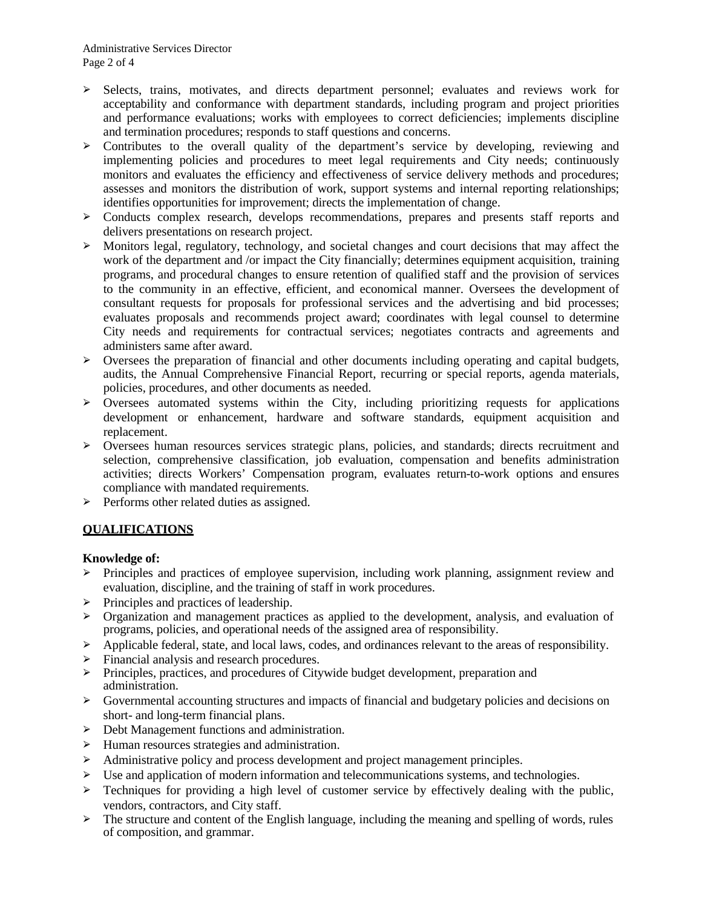- Selects, trains, motivates, and directs department personnel; evaluates and reviews work for acceptability and conformance with department standards, including program and project priorities and performance evaluations; works with employees to correct deficiencies; implements discipline and termination procedures; responds to staff questions and concerns.
- Contributes to the overall quality of the department's service by developing, reviewing and implementing policies and procedures to meet legal requirements and City needs; continuously monitors and evaluates the efficiency and effectiveness of service delivery methods and procedures; assesses and monitors the distribution of work, support systems and internal reporting relationships; identifies opportunities for improvement; directs the implementation of change.
- Conducts complex research, develops recommendations, prepares and presents staff reports and delivers presentations on research project.
- Monitors legal, regulatory, technology, and societal changes and court decisions that may affect the work of the department and /or impact the City financially; determines equipment acquisition, training programs, and procedural changes to ensure retention of qualified staff and the provision of services to the community in an effective, efficient, and economical manner. Oversees the development of consultant requests for proposals for professional services and the advertising and bid processes; evaluates proposals and recommends project award; coordinates with legal counsel to determine City needs and requirements for contractual services; negotiates contracts and agreements and administers same after award.
- Oversees the preparation of financial and other documents including operating and capital budgets, audits, the Annual Comprehensive Financial Report, recurring or special reports, agenda materials, policies, procedures, and other documents as needed.
- Oversees automated systems within the City, including prioritizing requests for applications development or enhancement, hardware and software standards, equipment acquisition and replacement.
- Oversees human resources services strategic plans, policies, and standards; directs recruitment and selection, comprehensive classification, job evaluation, compensation and benefits administration activities; directs Workers' Compensation program, evaluates return-to-work options and ensures compliance with mandated requirements.
- Performs other related duties as assigned.

## QUALIFICATIONS

**Knowledge of:**

- Principles and practices of employee supervision, including work planning, assignment review and evaluation, discipline, and the training of staff in work procedures.
- Principles and practices of leadership.
- Organization and management practices as applied to the development, analysis, and evaluation of programs, policies, and operational needs of the assigned area of responsibility.
- Applicable federal, state, and local laws, codes, and ordinances relevant to the areas of responsibility.
- Financial analysis and research procedures.
- Principles, practices, and procedures of Citywide budget development, preparation and administration.
- Governmental accounting structures and impacts of financial and budgetary policies and decisions on short- and long-term financial plans.
- Debt Management functions and administration.
- Human resources strategies and administration.
- Administrative policy and process development and project management principles.
- Use and application of modern information and telecommunications systems, and technologies.
- Techniques for providing a high level of customer service by effectively dealing with the public, vendors, contractors, and City staff.
- The structure and content of the English language, including the meaning and spelling of words, rules of composition, and grammar.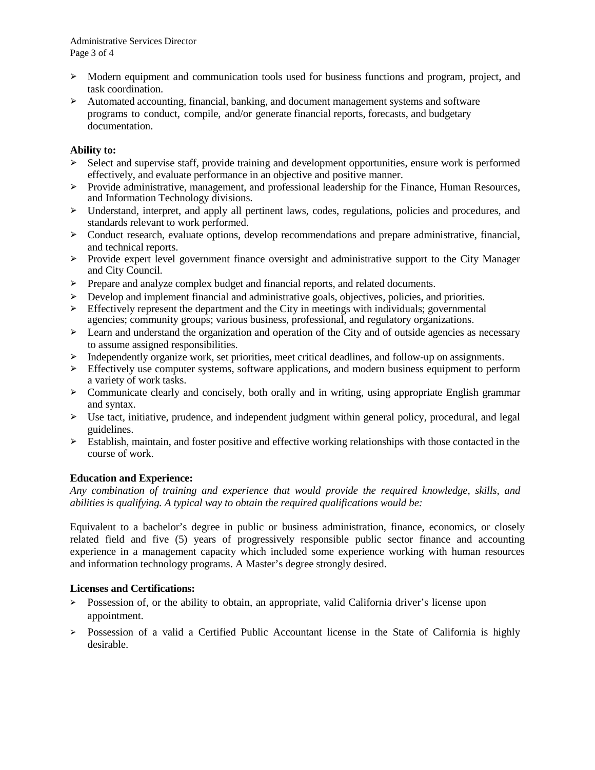- Modern equipment and communication tools used for business functions and program, project, and task coordination.
- Automated accounting, financial, banking, and document management systems and software programs to conduct, compile, and/or generate financial reports, forecasts, and budgetary documentation.

**Ability to:**

- Select and supervise staff, provide training and development opportunities, ensure work is performed effectively, and evaluate performance in an objective and positive manner.
- Provide administrative, management, and professional leadership for the Finance, Human Resources, and Information Technology divisions.
- Understand, interpret, and apply all pertinent laws, codes, regulations, policies and procedures, and standards relevant to work performed.
- Conduct research, evaluate options, develop recommendations and prepare administrative, financial, and technical reports.
- Provide expert level government finance oversight and administrative support to the City Manager and City Council.
- Prepare and analyze complex budget and financial reports, and related documents.
- Develop and implement financial and administrative goals, objectives, policies, and priorities.
- Effectively represent the department and the City in meetings with individuals; governmental agencies; community groups; various business, professional, and regulatory organizations.
- Learn and understand the organization and operation of the City and of outside agencies as necessary to assume assigned responsibilities.
- Independently organize work, set priorities, meet critical deadlines, and follow-up on assignments.
- Effectively use computer systems, software applications, and modern business equipment to perform a variety of work tasks.
- Communicate clearly and concisely, both orally and in writing, using appropriate English grammar and syntax.
- Use tact, initiative, prudence, and independent judgment within general policy, procedural, and legal guidelines.
- Establish, maintain, and foster positive and effective working relationships with those contacted in the course of work.

**Education and Experience:**

*Any combination of training and experience that would provide the required knowledge, skills, and abilities is qualifying. A typical way to obtain the required qualifications would be:*

Equivalent to a bachelor's degree in public or business administration, finance, economics, or closely related field and five (5) years of progressively responsible public sector finance and accounting experience in a management capacity which included some experience working with human resources and information technology programs. A Master's degree strongly desired.

**Licenses and Certifications:**

- Possession of, or the ability to obtain, an appropriate, valid California driver's license upon appointment.
- Possession of a valid a Certified Public Accountant license in the State of California is highly desirable.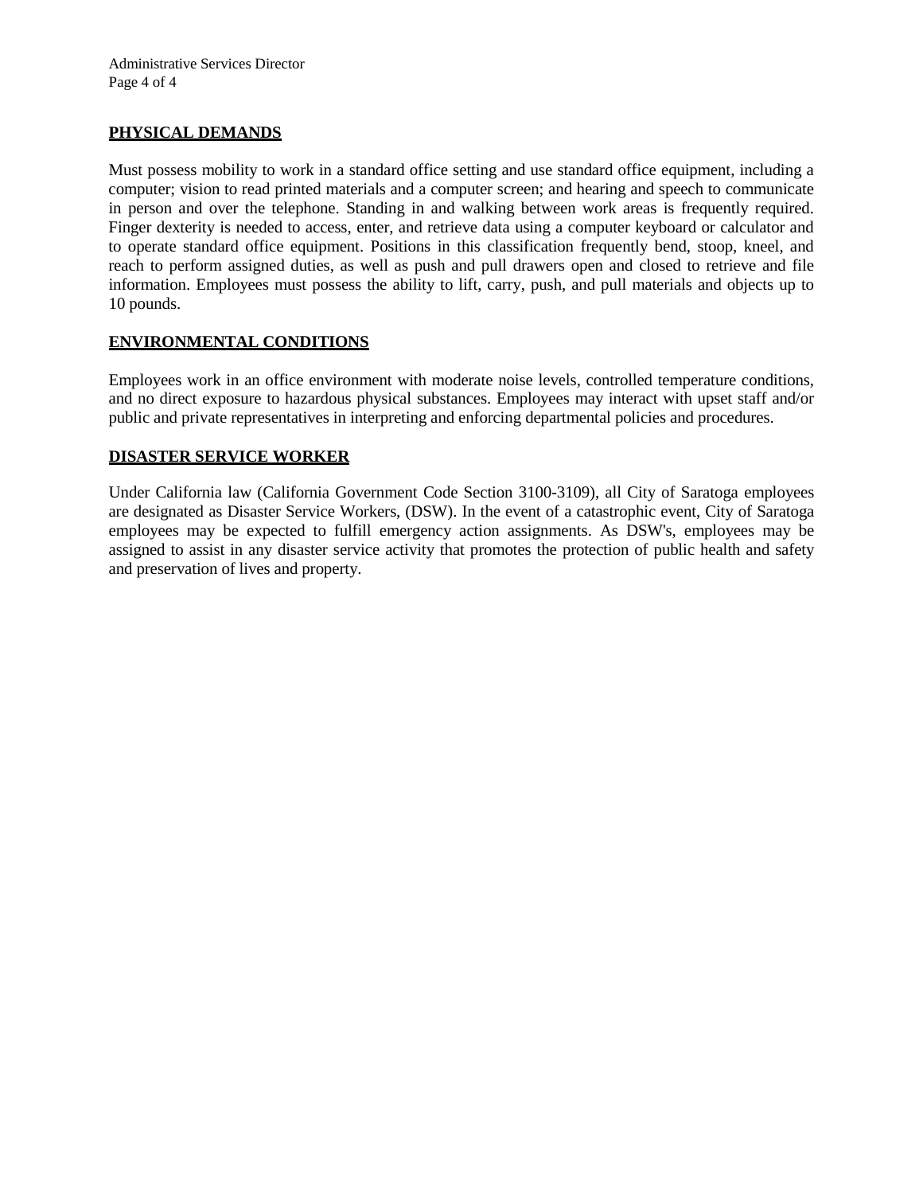## PHYSICAL DEMANDS

Must possess mobility to work in a standard office setting and use standard office equipment, including a computer; vision to read printed materials and a computer screen; and hearing and speech to communicate in person and over the telephone. Standing in and walking between work areas is frequently required. Finger dexterity is needed to access, enter, and retrieve data using a computer keyboard or calculator and to operate standard office equipment. Positions in this classification frequently bend, stoop, kneel, and reach to perform assigned duties, as well as push and pull drawers open and closed to retrieve and file information. Employees must possess the ability to lift, carry, push, and pull materials and objects up to 10 pounds.

## ENVIRONMENTAL CONDITIONS

Employees work in an office environment with moderate noise levels, controlled temperature conditions, and no direct exposure to hazardous physical substances. Employees may interact with upset staff and/or public and private representatives in interpreting and enforcing departmental policies and procedures.

## DISASTER SERVICE WORKER

Under California law (California Government Code Section 3100-3109), all City of Saratoga employees are designated as Disaster Service Workers, (DSW). In the event of a catastrophic event, City of Saratoga employees may be expected to fulfill emergency action assignments. As DSW's, employees may be assigned to assist in any disaster service activity that promotes the protection of public health and safety and preservation of lives and property.